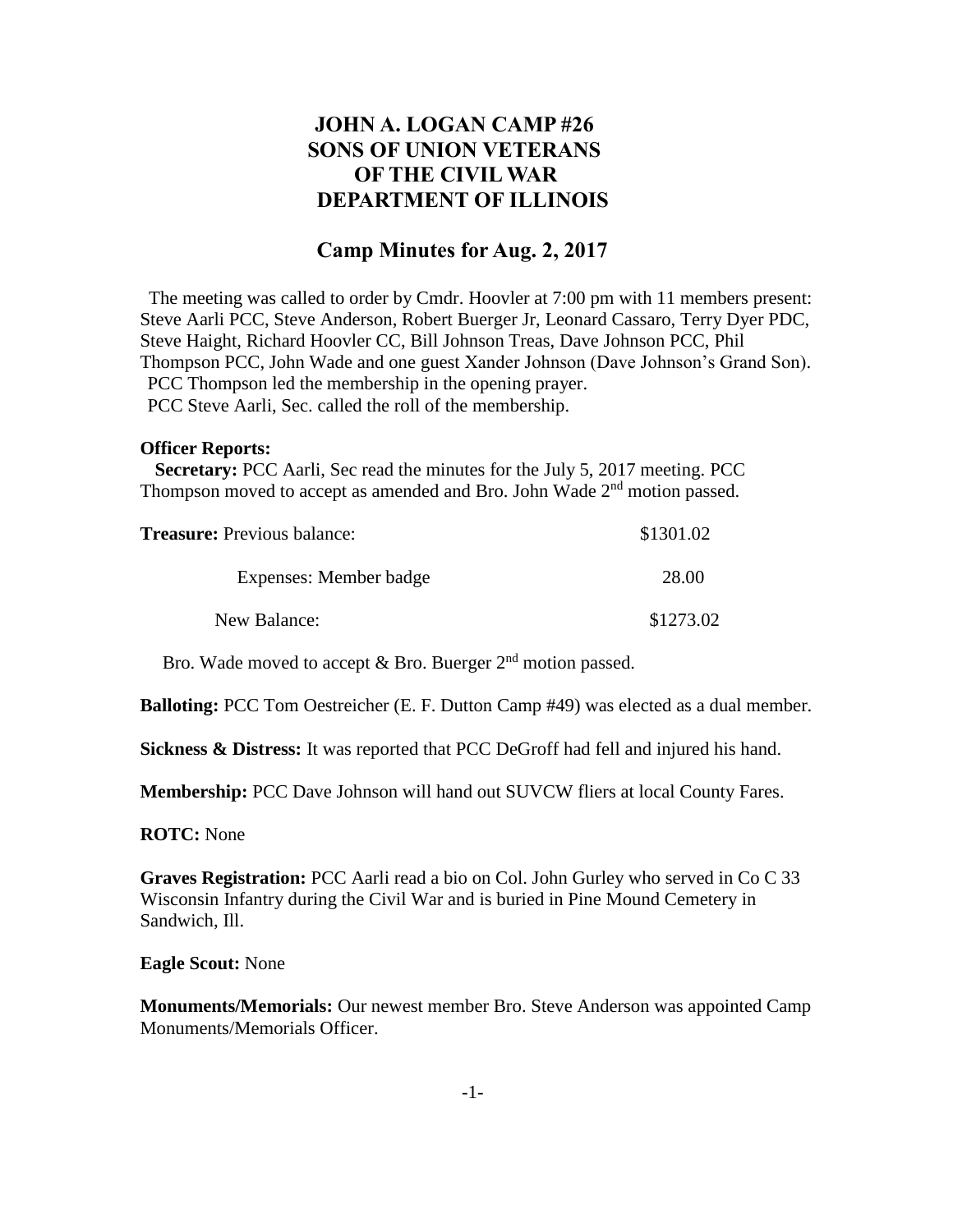# JOHN A. LOGAN CAMP #26
# SONS OF UNION VETERANS
# OF THE CIVIL WAR
# DEPARTMENT OF ILLINOIS

## Camp Minutes for Aug. 2, 2017

The meeting was called to order by Cmdr. Hoovler at 7:00 pm with 11 members present: Steve Aarli PCC, Steve Anderson, Robert Buerger Jr, Leonard Cassaro, Terry Dyer PDC, Steve Haight, Richard Hoovler CC, Bill Johnson Treas, Dave Johnson PCC, Phil Thompson PCC, John Wade and one guest Xander Johnson (Dave Johnson's Grand Son).

PCC Thompson led the membership in the opening prayer.

PCC Steve Aarli, Sec. called the roll of the membership.

**Officer Reports:**

**Secretary:** PCC Aarli, Sec read the minutes for the July 5, 2017 meeting. PCC Thompson moved to accept as amended and Bro. John Wade 2nd motion passed.

| **Treasure:** Previous balance: | $1301.02 |
|---|---|
| Expenses: Member badge | 28.00 |
| New Balance: | $1273.02 |

Bro. Wade moved to accept & Bro. Buerger 2nd motion passed.

**Balloting:** PCC Tom Oestreicher (E. F. Dutton Camp #49) was elected as a dual member.

**Sickness & Distress:** It was reported that PCC DeGroff had fell and injured his hand.

**Membership:** PCC Dave Johnson will hand out SUVCW fliers at local County Fares.

**ROTC:** None

**Graves Registration:** PCC Aarli read a bio on Col. John Gurley who served in Co C 33 Wisconsin Infantry during the Civil War and is buried in Pine Mound Cemetery in Sandwich, Ill.

**Eagle Scout:** None

**Monuments/Memorials:** Our newest member Bro. Steve Anderson was appointed Camp Monuments/Memorials Officer.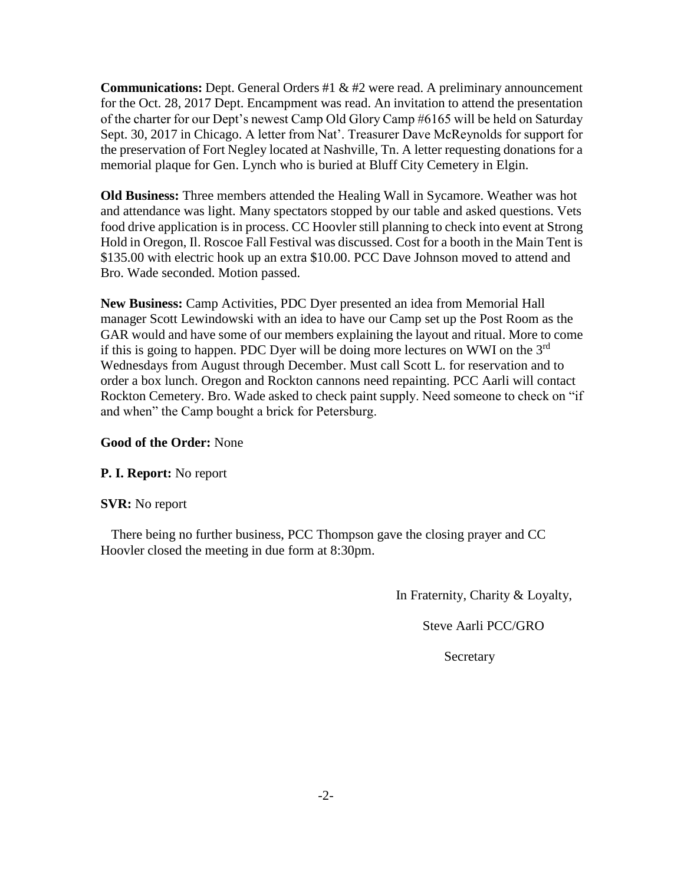**Communications:** Dept. General Orders #1 & #2 were read. A preliminary announcement for the Oct. 28, 2017 Dept. Encampment was read. An invitation to attend the presentation of the charter for our Dept's newest Camp Old Glory Camp #6165 will be held on Saturday Sept. 30, 2017 in Chicago. A letter from Nat'. Treasurer Dave McReynolds for support for the preservation of Fort Negley located at Nashville, Tn. A letter requesting donations for a memorial plaque for Gen. Lynch who is buried at Bluff City Cemetery in Elgin.

**Old Business:** Three members attended the Healing Wall in Sycamore. Weather was hot and attendance was light. Many spectators stopped by our table and asked questions. Vets food drive application is in process. CC Hoovler still planning to check into event at Strong Hold in Oregon, Il. Roscoe Fall Festival was discussed. Cost for a booth in the Main Tent is $135.00 with electric hook up an extra $10.00. PCC Dave Johnson moved to attend and Bro. Wade seconded. Motion passed.

**New Business:** Camp Activities, PDC Dyer presented an idea from Memorial Hall manager Scott Lewindowski with an idea to have our Camp set up the Post Room as the GAR would and have some of our members explaining the layout and ritual. More to come if this is going to happen. PDC Dyer will be doing more lectures on WWI on the 3rd Wednesdays from August through December. Must call Scott L. for reservation and to order a box lunch. Oregon and Rockton cannons need repainting. PCC Aarli will contact Rockton Cemetery. Bro. Wade asked to check paint supply. Need someone to check on "if and when" the Camp bought a brick for Petersburg.

**Good of the Order:** None

**P. I. Report:** No report

**SVR:** No report

There being no further business, PCC Thompson gave the closing prayer and CC Hoovler closed the meeting in due form at 8:30pm.

In Fraternity, Charity & Loyalty,

Steve Aarli PCC/GRO

Secretary